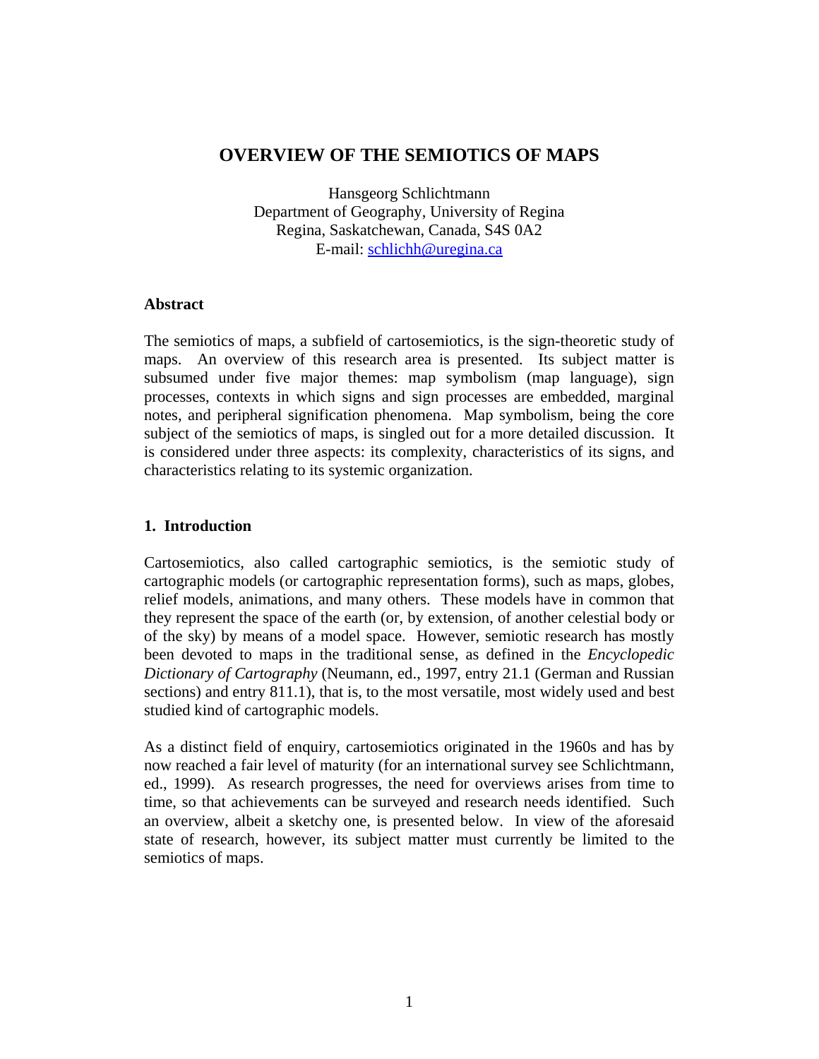# OVERVIEW OF THE SEMIOTICS OF MAPS

Hansgeorg Schlichtmann
Department of Geography, University of Regina
Regina, Saskatchewan, Canada, S4S 0A2
E-mail: schlichh@uregina.ca

## Abstract

The semiotics of maps, a subfield of cartosemiotics, is the sign-theoretic study of maps. An overview of this research area is presented. Its subject matter is subsumed under five major themes: map symbolism (map language), sign processes, contexts in which signs and sign processes are embedded, marginal notes, and peripheral signification phenomena. Map symbolism, being the core subject of the semiotics of maps, is singled out for a more detailed discussion. It is considered under three aspects: its complexity, characteristics of its signs, and characteristics relating to its systemic organization.

## 1. Introduction

Cartosemiotics, also called cartographic semiotics, is the semiotic study of cartographic models (or cartographic representation forms), such as maps, globes, relief models, animations, and many others. These models have in common that they represent the space of the earth (or, by extension, of another celestial body or of the sky) by means of a model space. However, semiotic research has mostly been devoted to maps in the traditional sense, as defined in the *Encyclopedic Dictionary of Cartography* (Neumann, ed., 1997, entry 21.1 (German and Russian sections) and entry 811.1), that is, to the most versatile, most widely used and best studied kind of cartographic models.

As a distinct field of enquiry, cartosemiotics originated in the 1960s and has by now reached a fair level of maturity (for an international survey see Schlichtmann, ed., 1999). As research progresses, the need for overviews arises from time to time, so that achievements can be surveyed and research needs identified. Such an overview, albeit a sketchy one, is presented below. In view of the aforesaid state of research, however, its subject matter must currently be limited to the semiotics of maps.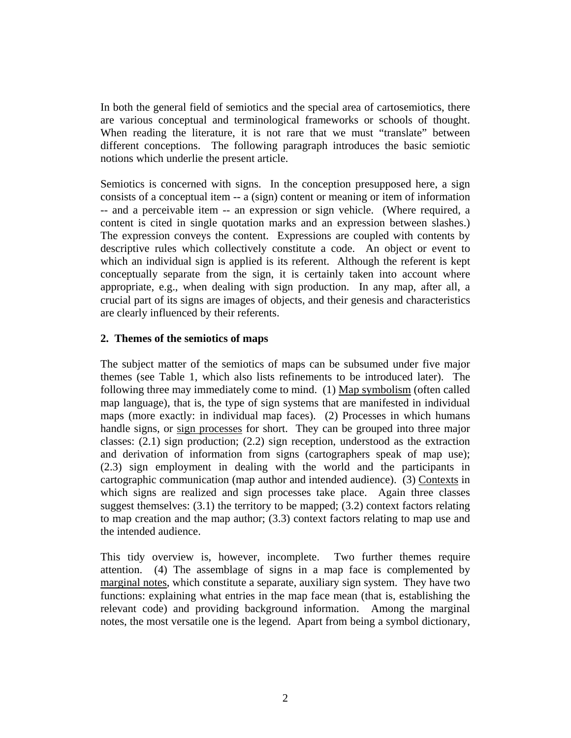In both the general field of semiotics and the special area of cartosemiotics, there are various conceptual and terminological frameworks or schools of thought. When reading the literature, it is not rare that we must "translate" between different conceptions. The following paragraph introduces the basic semiotic notions which underlie the present article.

Semiotics is concerned with signs. In the conception presupposed here, a sign consists of a conceptual item -- a (sign) content or meaning or item of information -- and a perceivable item -- an expression or sign vehicle. (Where required, a content is cited in single quotation marks and an expression between slashes.) The expression conveys the content. Expressions are coupled with contents by descriptive rules which collectively constitute a code. An object or event to which an individual sign is applied is its referent. Although the referent is kept conceptually separate from the sign, it is certainly taken into account where appropriate, e.g., when dealing with sign production. In any map, after all, a crucial part of its signs are images of objects, and their genesis and characteristics are clearly influenced by their referents.

## 2. Themes of the semiotics of maps

The subject matter of the semiotics of maps can be subsumed under five major themes (see Table 1, which also lists refinements to be introduced later). The following three may immediately come to mind. (1) <u>Map symbolism</u> (often called map language), that is, the type of sign systems that are manifested in individual maps (more exactly: in individual map faces). (2) Processes in which humans handle signs, or <u>sign processes</u> for short. They can be grouped into three major classes: (2.1) sign production; (2.2) sign reception, understood as the extraction and derivation of information from signs (cartographers speak of map use); (2.3) sign employment in dealing with the world and the participants in cartographic communication (map author and intended audience). (3) <u>Contexts</u> in which signs are realized and sign processes take place. Again three classes suggest themselves: (3.1) the territory to be mapped; (3.2) context factors relating to map creation and the map author; (3.3) context factors relating to map use and the intended audience.

This tidy overview is, however, incomplete. Two further themes require attention. (4) The assemblage of signs in a map face is complemented by <u>marginal notes</u>, which constitute a separate, auxiliary sign system. They have two functions: explaining what entries in the map face mean (that is, establishing the relevant code) and providing background information. Among the marginal notes, the most versatile one is the legend. Apart from being a symbol dictionary,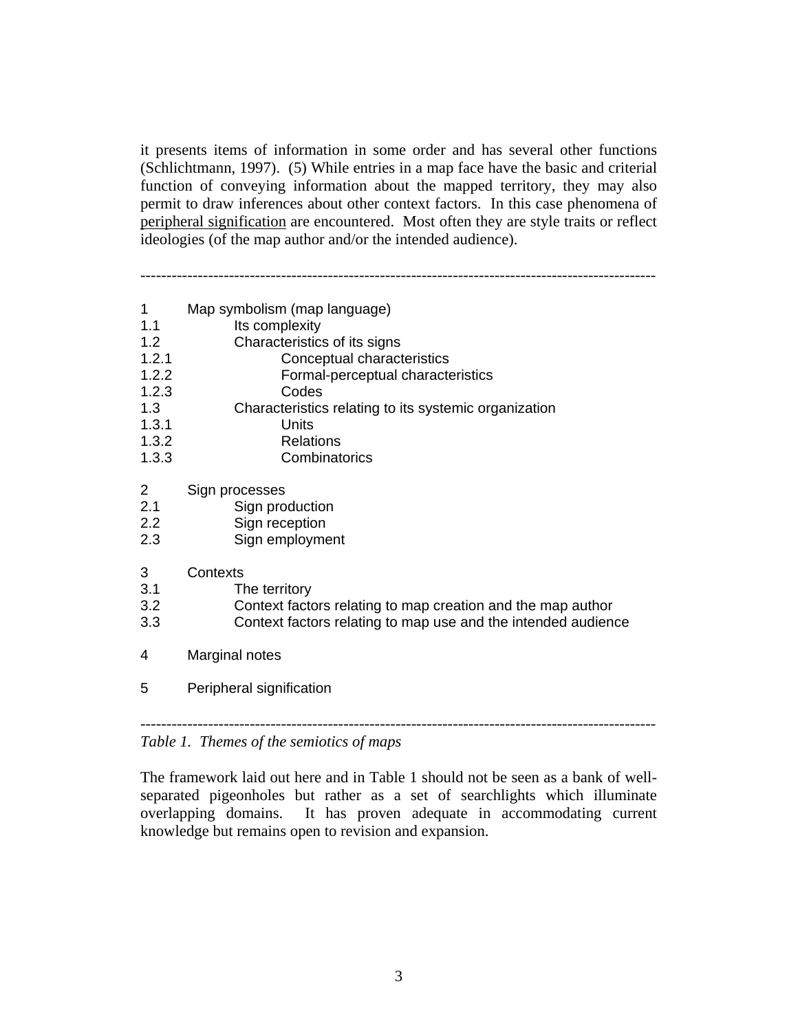it presents items of information in some order and has several other functions (Schlichtmann, 1997). (5) While entries in a map face have the basic and criterial function of conveying information about the mapped territory, they may also permit to draw inferences about other context factors. In this case phenomena of peripheral signification are encountered. Most often they are style traits or reflect ideologies (of the map author and/or the intended audience).

---

1 Map symbolism (map language)
- 1.1 Its complexity
- 1.2 Characteristics of its signs
  - 1.2.1 Conceptual characteristics
  - 1.2.2 Formal-perceptual characteristics
  - 1.2.3 Codes
- 1.3 Characteristics relating to its systemic organization
  - 1.3.1 Units
  - 1.3.2 Relations
  - 1.3.3 Combinatorics

2 Sign processes
- 2.1 Sign production
- 2.2 Sign reception
- 2.3 Sign employment

3 Contexts
- 3.1 The territory
- 3.2 Context factors relating to map creation and the map author
- 3.3 Context factors relating to map use and the intended audience

4 Marginal notes

5 Peripheral signification

---

*Table 1. Themes of the semiotics of maps*

The framework laid out here and in Table 1 should not be seen as a bank of well-separated pigeonholes but rather as a set of searchlights which illuminate overlapping domains. It has proven adequate in accommodating current knowledge but remains open to revision and expansion.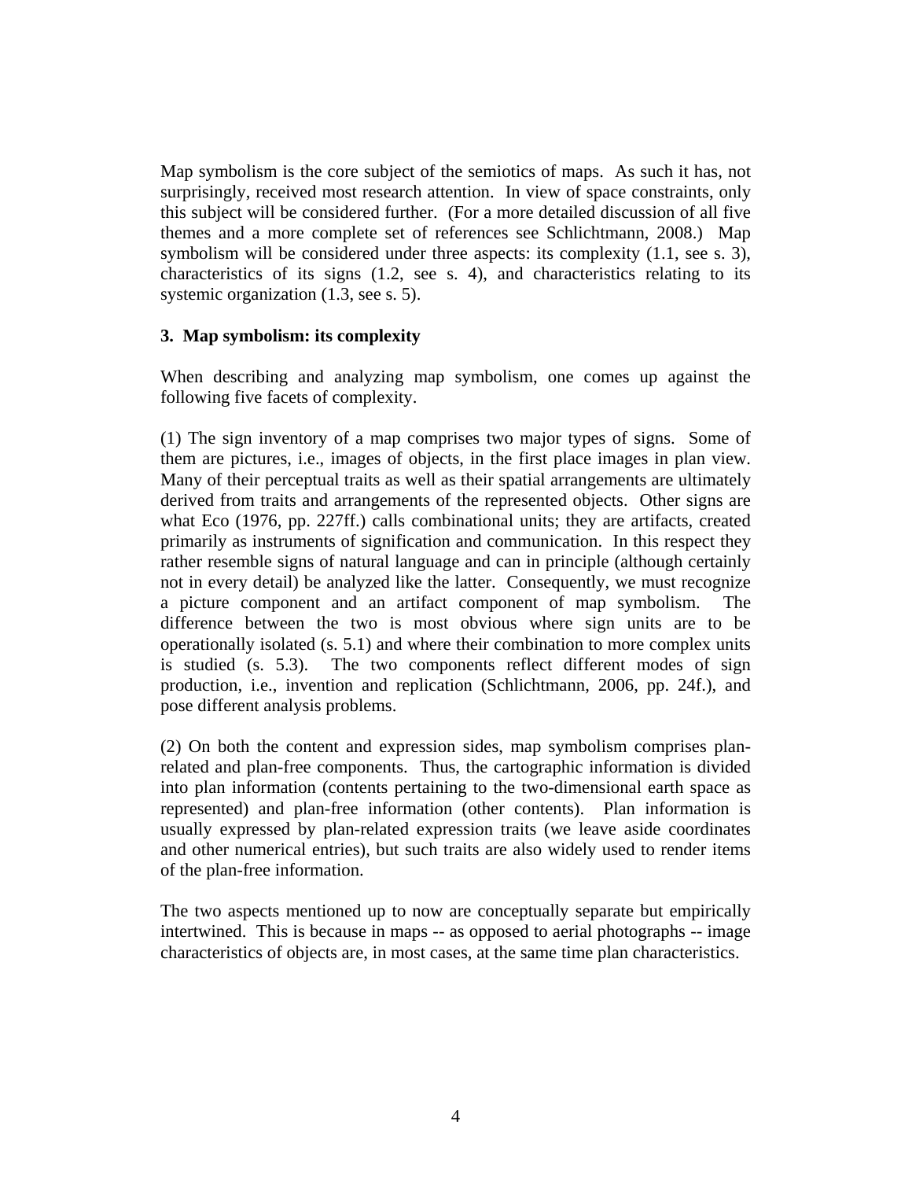Map symbolism is the core subject of the semiotics of maps. As such it has, not surprisingly, received most research attention. In view of space constraints, only this subject will be considered further. (For a more detailed discussion of all five themes and a more complete set of references see Schlichtmann, 2008.) Map symbolism will be considered under three aspects: its complexity (1.1, see s. 3), characteristics of its signs (1.2, see s. 4), and characteristics relating to its systemic organization (1.3, see s. 5).

### 3. Map symbolism: its complexity

When describing and analyzing map symbolism, one comes up against the following five facets of complexity.

(1) The sign inventory of a map comprises two major types of signs. Some of them are pictures, i.e., images of objects, in the first place images in plan view. Many of their perceptual traits as well as their spatial arrangements are ultimately derived from traits and arrangements of the represented objects. Other signs are what Eco (1976, pp. 227ff.) calls combinational units; they are artifacts, created primarily as instruments of signification and communication. In this respect they rather resemble signs of natural language and can in principle (although certainly not in every detail) be analyzed like the latter. Consequently, we must recognize a picture component and an artifact component of map symbolism. The difference between the two is most obvious where sign units are to be operationally isolated (s. 5.1) and where their combination to more complex units is studied (s. 5.3). The two components reflect different modes of sign production, i.e., invention and replication (Schlichtmann, 2006, pp. 24f.), and pose different analysis problems.

(2) On both the content and expression sides, map symbolism comprises plan-related and plan-free components. Thus, the cartographic information is divided into plan information (contents pertaining to the two-dimensional earth space as represented) and plan-free information (other contents). Plan information is usually expressed by plan-related expression traits (we leave aside coordinates and other numerical entries), but such traits are also widely used to render items of the plan-free information.

The two aspects mentioned up to now are conceptually separate but empirically intertwined. This is because in maps -- as opposed to aerial photographs -- image characteristics of objects are, in most cases, at the same time plan characteristics.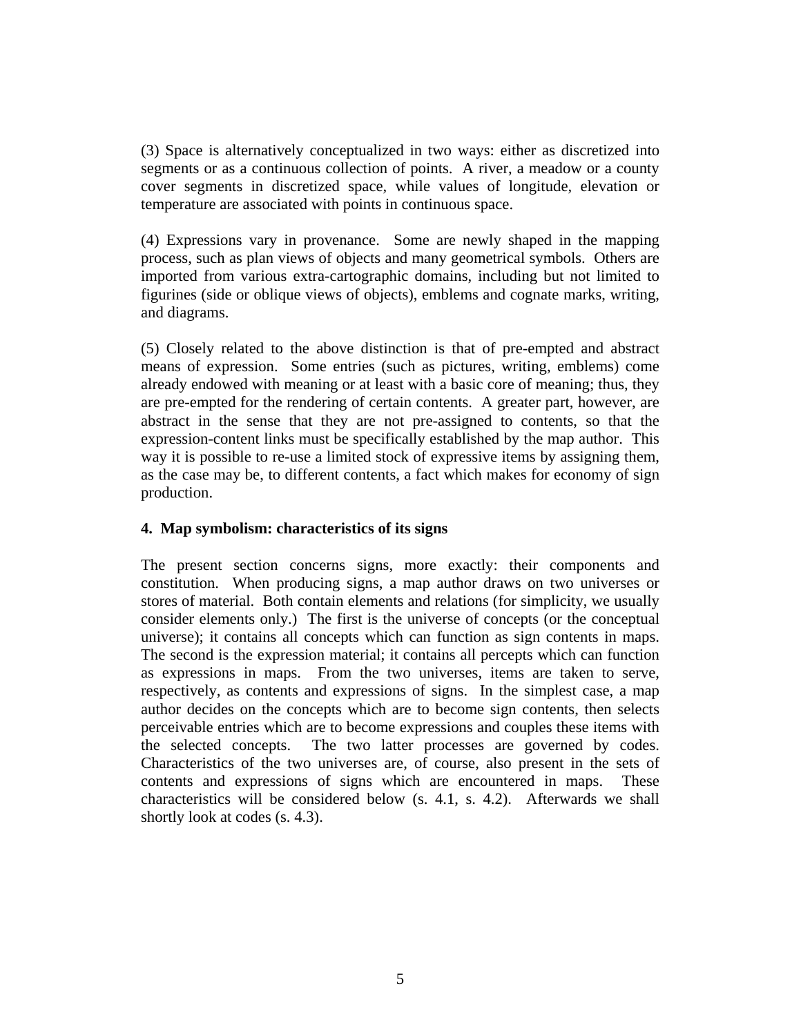(3) Space is alternatively conceptualized in two ways: either as discretized into segments or as a continuous collection of points. A river, a meadow or a county cover segments in discretized space, while values of longitude, elevation or temperature are associated with points in continuous space.

(4) Expressions vary in provenance. Some are newly shaped in the mapping process, such as plan views of objects and many geometrical symbols. Others are imported from various extra-cartographic domains, including but not limited to figurines (side or oblique views of objects), emblems and cognate marks, writing, and diagrams.

(5) Closely related to the above distinction is that of pre-empted and abstract means of expression. Some entries (such as pictures, writing, emblems) come already endowed with meaning or at least with a basic core of meaning; thus, they are pre-empted for the rendering of certain contents. A greater part, however, are abstract in the sense that they are not pre-assigned to contents, so that the expression-content links must be specifically established by the map author. This way it is possible to re-use a limited stock of expressive items by assigning them, as the case may be, to different contents, a fact which makes for economy of sign production.

## 4. Map symbolism: characteristics of its signs

The present section concerns signs, more exactly: their components and constitution. When producing signs, a map author draws on two universes or stores of material. Both contain elements and relations (for simplicity, we usually consider elements only.) The first is the universe of concepts (or the conceptual universe); it contains all concepts which can function as sign contents in maps. The second is the expression material; it contains all percepts which can function as expressions in maps. From the two universes, items are taken to serve, respectively, as contents and expressions of signs. In the simplest case, a map author decides on the concepts which are to become sign contents, then selects perceivable entries which are to become expressions and couples these items with the selected concepts. The two latter processes are governed by codes. Characteristics of the two universes are, of course, also present in the sets of contents and expressions of signs which are encountered in maps. These characteristics will be considered below (s. 4.1, s. 4.2). Afterwards we shall shortly look at codes (s. 4.3).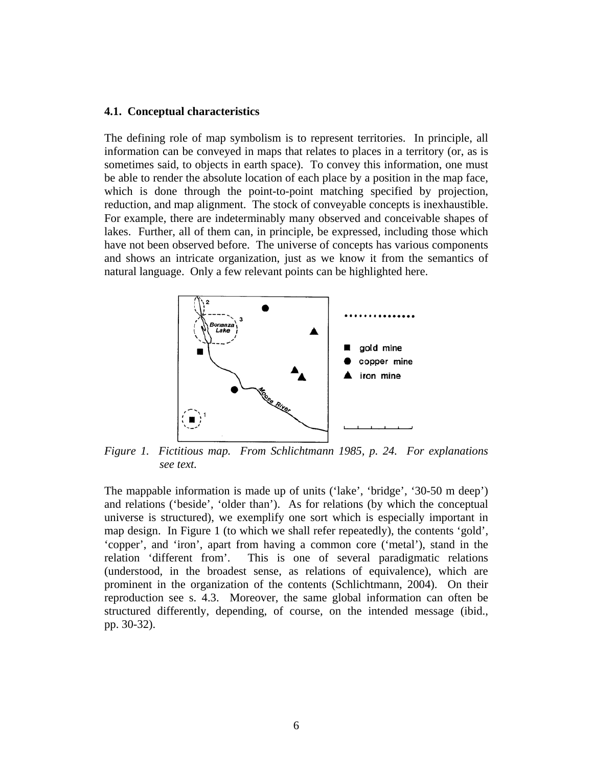### 4.1. Conceptual characteristics

The defining role of map symbolism is to represent territories. In principle, all information can be conveyed in maps that relates to places in a territory (or, as is sometimes said, to objects in earth space). To convey this information, one must be able to render the absolute location of each place by a position in the map face, which is done through the point-to-point matching specified by projection, reduction, and map alignment. The stock of conveyable concepts is inexhaustible. For example, there are indeterminably many observed and conceivable shapes of lakes. Further, all of them can, in principle, be expressed, including those which have not been observed before. The universe of concepts has various components and shows an intricate organization, just as we know it from the semantics of natural language. Only a few relevant points can be highlighted here.

*Figure 1. Fictitious map. From Schlichtmann 1985, p. 24. For explanations see text.*

The mappable information is made up of units ('lake', 'bridge', '30-50 m deep') and relations ('beside', 'older than'). As for relations (by which the conceptual universe is structured), we exemplify one sort which is especially important in map design. In Figure 1 (to which we shall refer repeatedly), the contents 'gold', 'copper', and 'iron', apart from having a common core ('metal'), stand in the relation 'different from'. This is one of several paradigmatic relations (understood, in the broadest sense, as relations of equivalence), which are prominent in the organization of the contents (Schlichtmann, 2004). On their reproduction see s. 4.3. Moreover, the same global information can often be structured differently, depending, of course, on the intended message (ibid., pp. 30-32).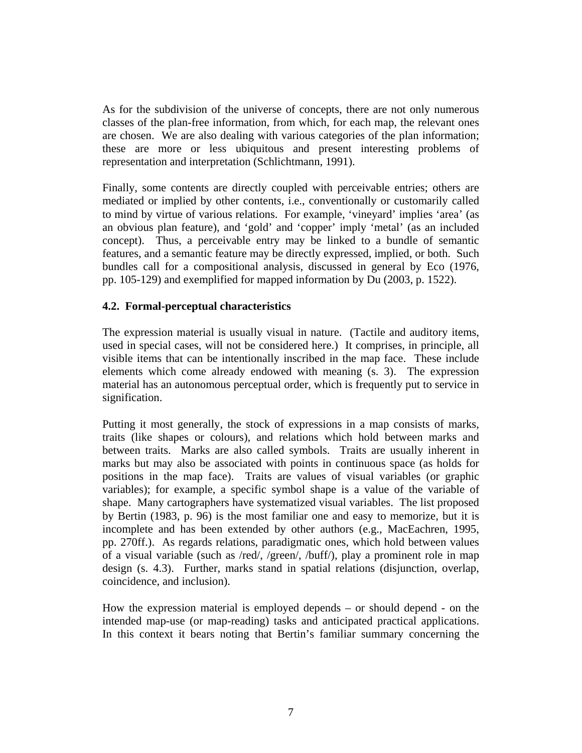As for the subdivision of the universe of concepts, there are not only numerous classes of the plan-free information, from which, for each map, the relevant ones are chosen. We are also dealing with various categories of the plan information; these are more or less ubiquitous and present interesting problems of representation and interpretation (Schlichtmann, 1991).

Finally, some contents are directly coupled with perceivable entries; others are mediated or implied by other contents, i.e., conventionally or customarily called to mind by virtue of various relations. For example, 'vineyard' implies 'area' (as an obvious plan feature), and 'gold' and 'copper' imply 'metal' (as an included concept). Thus, a perceivable entry may be linked to a bundle of semantic features, and a semantic feature may be directly expressed, implied, or both. Such bundles call for a compositional analysis, discussed in general by Eco (1976, pp. 105-129) and exemplified for mapped information by Du (2003, p. 1522).

### 4.2. Formal-perceptual characteristics

The expression material is usually visual in nature. (Tactile and auditory items, used in special cases, will not be considered here.) It comprises, in principle, all visible items that can be intentionally inscribed in the map face. These include elements which come already endowed with meaning (s. 3). The expression material has an autonomous perceptual order, which is frequently put to service in signification.

Putting it most generally, the stock of expressions in a map consists of marks, traits (like shapes or colours), and relations which hold between marks and between traits. Marks are also called symbols. Traits are usually inherent in marks but may also be associated with points in continuous space (as holds for positions in the map face). Traits are values of visual variables (or graphic variables); for example, a specific symbol shape is a value of the variable of shape. Many cartographers have systematized visual variables. The list proposed by Bertin (1983, p. 96) is the most familiar one and easy to memorize, but it is incomplete and has been extended by other authors (e.g., MacEachren, 1995, pp. 270ff.). As regards relations, paradigmatic ones, which hold between values of a visual variable (such as /red/, /green/, /buff/), play a prominent role in map design (s. 4.3). Further, marks stand in spatial relations (disjunction, overlap, coincidence, and inclusion).

How the expression material is employed depends – or should depend - on the intended map-use (or map-reading) tasks and anticipated practical applications. In this context it bears noting that Bertin's familiar summary concerning the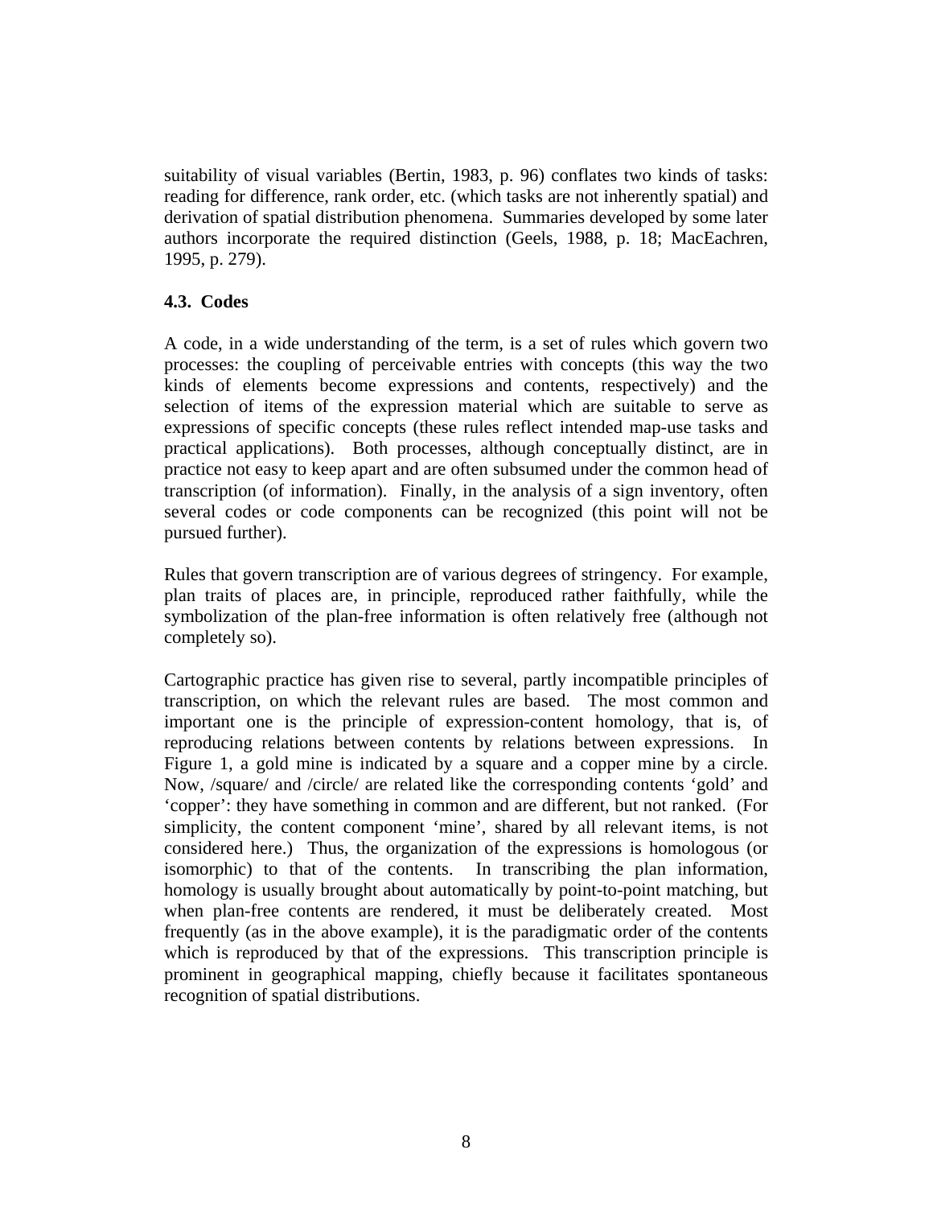suitability of visual variables (Bertin, 1983, p. 96) conflates two kinds of tasks: reading for difference, rank order, etc. (which tasks are not inherently spatial) and derivation of spatial distribution phenomena. Summaries developed by some later authors incorporate the required distinction (Geels, 1988, p. 18; MacEachren, 1995, p. 279).

### 4.3. Codes

A code, in a wide understanding of the term, is a set of rules which govern two processes: the coupling of perceivable entries with concepts (this way the two kinds of elements become expressions and contents, respectively) and the selection of items of the expression material which are suitable to serve as expressions of specific concepts (these rules reflect intended map-use tasks and practical applications). Both processes, although conceptually distinct, are in practice not easy to keep apart and are often subsumed under the common head of transcription (of information). Finally, in the analysis of a sign inventory, often several codes or code components can be recognized (this point will not be pursued further).

Rules that govern transcription are of various degrees of stringency. For example, plan traits of places are, in principle, reproduced rather faithfully, while the symbolization of the plan-free information is often relatively free (although not completely so).

Cartographic practice has given rise to several, partly incompatible principles of transcription, on which the relevant rules are based. The most common and important one is the principle of expression-content homology, that is, of reproducing relations between contents by relations between expressions. In Figure 1, a gold mine is indicated by a square and a copper mine by a circle. Now, /square/ and /circle/ are related like the corresponding contents 'gold' and 'copper': they have something in common and are different, but not ranked. (For simplicity, the content component 'mine', shared by all relevant items, is not considered here.) Thus, the organization of the expressions is homologous (or isomorphic) to that of the contents. In transcribing the plan information, homology is usually brought about automatically by point-to-point matching, but when plan-free contents are rendered, it must be deliberately created. Most frequently (as in the above example), it is the paradigmatic order of the contents which is reproduced by that of the expressions. This transcription principle is prominent in geographical mapping, chiefly because it facilitates spontaneous recognition of spatial distributions.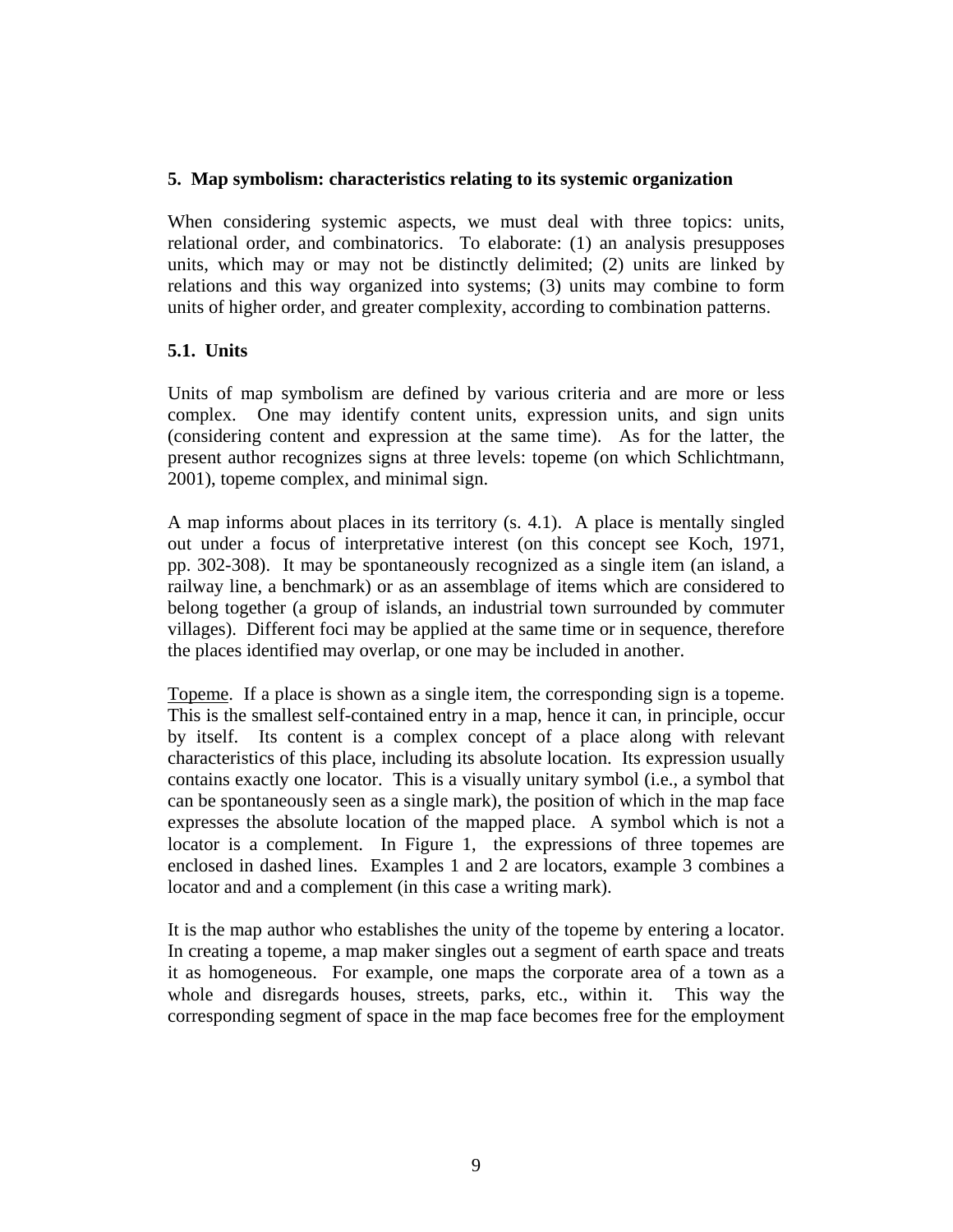## 5. Map symbolism: characteristics relating to its systemic organization

When considering systemic aspects, we must deal with three topics: units, relational order, and combinatorics. To elaborate: (1) an analysis presupposes units, which may or may not be distinctly delimited; (2) units are linked by relations and this way organized into systems; (3) units may combine to form units of higher order, and greater complexity, according to combination patterns.

### 5.1. Units

Units of map symbolism are defined by various criteria and are more or less complex. One may identify content units, expression units, and sign units (considering content and expression at the same time). As for the latter, the present author recognizes signs at three levels: topeme (on which Schlichtmann, 2001), topeme complex, and minimal sign.

A map informs about places in its territory (s. 4.1). A place is mentally singled out under a focus of interpretative interest (on this concept see Koch, 1971, pp. 302-308). It may be spontaneously recognized as a single item (an island, a railway line, a benchmark) or as an assemblage of items which are considered to belong together (a group of islands, an industrial town surrounded by commuter villages). Different foci may be applied at the same time or in sequence, therefore the places identified may overlap, or one may be included in another.

Topeme. If a place is shown as a single item, the corresponding sign is a topeme. This is the smallest self-contained entry in a map, hence it can, in principle, occur by itself. Its content is a complex concept of a place along with relevant characteristics of this place, including its absolute location. Its expression usually contains exactly one locator. This is a visually unitary symbol (i.e., a symbol that can be spontaneously seen as a single mark), the position of which in the map face expresses the absolute location of the mapped place. A symbol which is not a locator is a complement. In Figure 1, the expressions of three topemes are enclosed in dashed lines. Examples 1 and 2 are locators, example 3 combines a locator and and a complement (in this case a writing mark).

It is the map author who establishes the unity of the topeme by entering a locator. In creating a topeme, a map maker singles out a segment of earth space and treats it as homogeneous. For example, one maps the corporate area of a town as a whole and disregards houses, streets, parks, etc., within it. This way the corresponding segment of space in the map face becomes free for the employment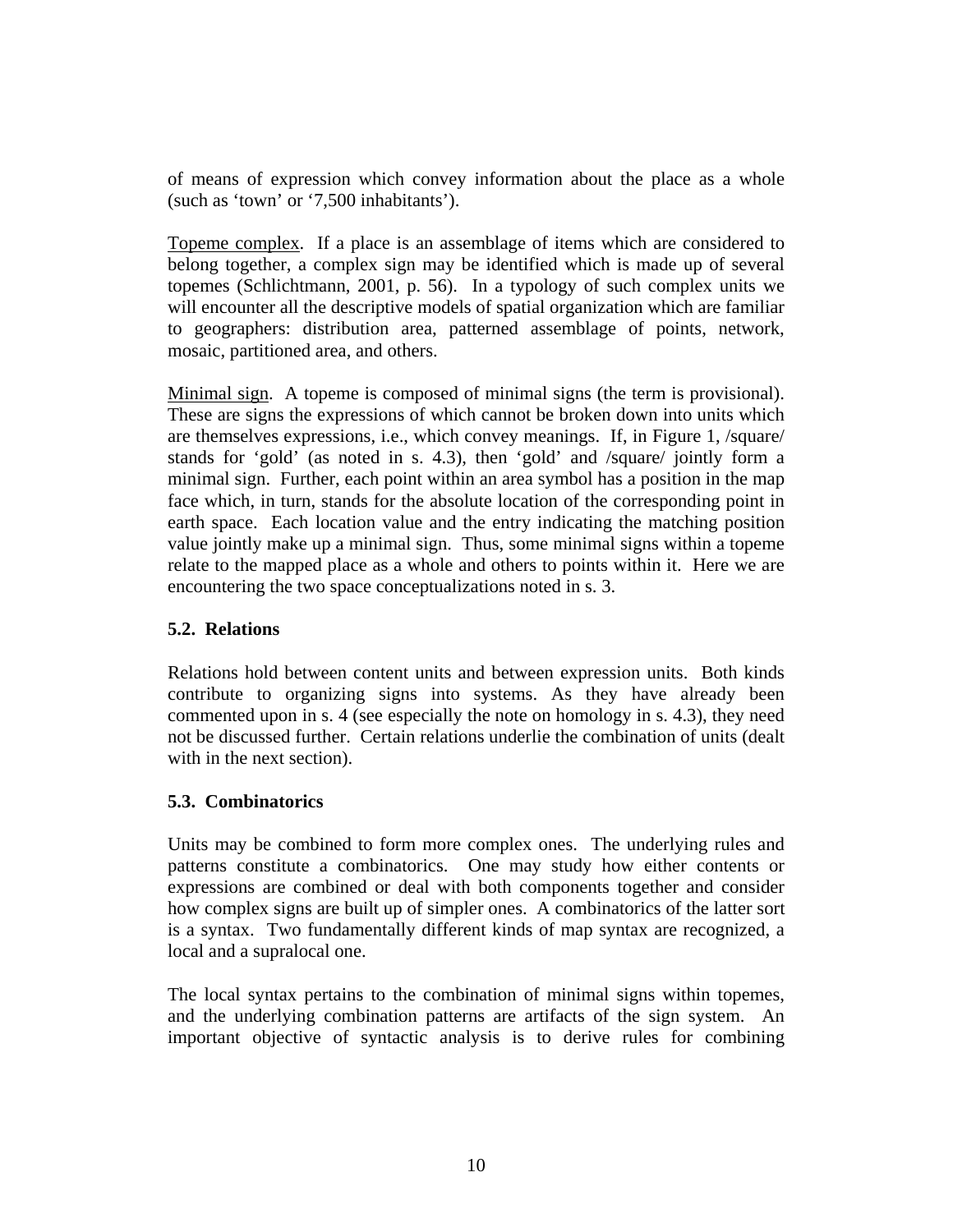of means of expression which convey information about the place as a whole (such as 'town' or '7,500 inhabitants').

Topeme complex. If a place is an assemblage of items which are considered to belong together, a complex sign may be identified which is made up of several topemes (Schlichtmann, 2001, p. 56). In a typology of such complex units we will encounter all the descriptive models of spatial organization which are familiar to geographers: distribution area, patterned assemblage of points, network, mosaic, partitioned area, and others.

Minimal sign. A topeme is composed of minimal signs (the term is provisional). These are signs the expressions of which cannot be broken down into units which are themselves expressions, i.e., which convey meanings. If, in Figure 1, /square/ stands for 'gold' (as noted in s. 4.3), then 'gold' and /square/ jointly form a minimal sign. Further, each point within an area symbol has a position in the map face which, in turn, stands for the absolute location of the corresponding point in earth space. Each location value and the entry indicating the matching position value jointly make up a minimal sign. Thus, some minimal signs within a topeme relate to the mapped place as a whole and others to points within it. Here we are encountering the two space conceptualizations noted in s. 3.

### 5.2. Relations

Relations hold between content units and between expression units. Both kinds contribute to organizing signs into systems. As they have already been commented upon in s. 4 (see especially the note on homology in s. 4.3), they need not be discussed further. Certain relations underlie the combination of units (dealt with in the next section).

### 5.3. Combinatorics

Units may be combined to form more complex ones. The underlying rules and patterns constitute a combinatorics. One may study how either contents or expressions are combined or deal with both components together and consider how complex signs are built up of simpler ones. A combinatorics of the latter sort is a syntax. Two fundamentally different kinds of map syntax are recognized, a local and a supralocal one.

The local syntax pertains to the combination of minimal signs within topemes, and the underlying combination patterns are artifacts of the sign system. An important objective of syntactic analysis is to derive rules for combining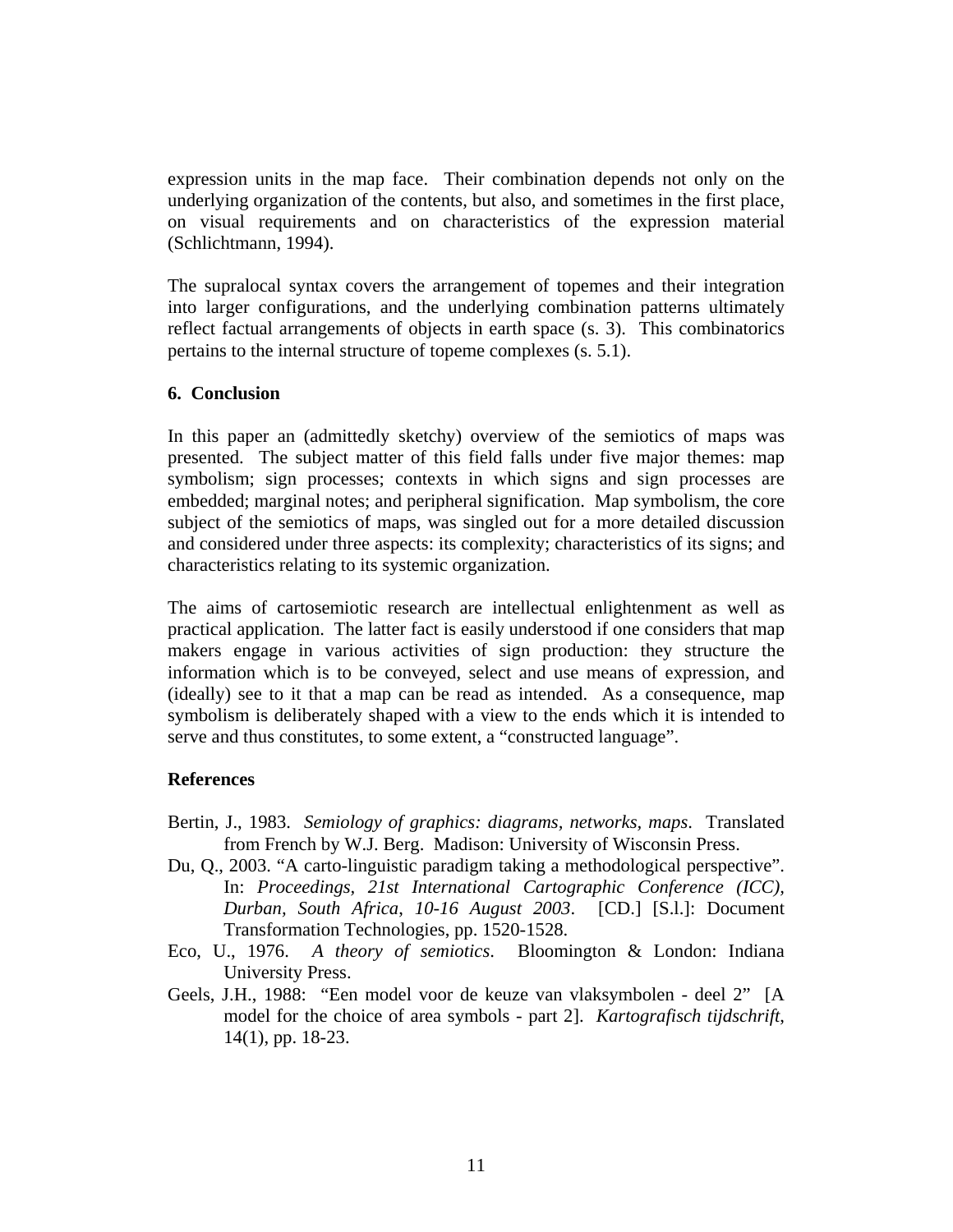expression units in the map face. Their combination depends not only on the underlying organization of the contents, but also, and sometimes in the first place, on visual requirements and on characteristics of the expression material (Schlichtmann, 1994).

The supralocal syntax covers the arrangement of topemes and their integration into larger configurations, and the underlying combination patterns ultimately reflect factual arrangements of objects in earth space (s. 3). This combinatorics pertains to the internal structure of topeme complexes (s. 5.1).

## 6. Conclusion

In this paper an (admittedly sketchy) overview of the semiotics of maps was presented. The subject matter of this field falls under five major themes: map symbolism; sign processes; contexts in which signs and sign processes are embedded; marginal notes; and peripheral signification. Map symbolism, the core subject of the semiotics of maps, was singled out for a more detailed discussion and considered under three aspects: its complexity; characteristics of its signs; and characteristics relating to its systemic organization.

The aims of cartosemiotic research are intellectual enlightenment as well as practical application. The latter fact is easily understood if one considers that map makers engage in various activities of sign production: they structure the information which is to be conveyed, select and use means of expression, and (ideally) see to it that a map can be read as intended. As a consequence, map symbolism is deliberately shaped with a view to the ends which it is intended to serve and thus constitutes, to some extent, a "constructed language".

## References

Bertin, J., 1983. *Semiology of graphics: diagrams, networks, maps*. Translated from French by W.J. Berg. Madison: University of Wisconsin Press.

Du, Q., 2003. "A carto-linguistic paradigm taking a methodological perspective". In: *Proceedings, 21st International Cartographic Conference (ICC), Durban, South Africa, 10-16 August 2003*. [CD.] [S.l.]: Document Transformation Technologies, pp. 1520-1528.

Eco, U., 1976. *A theory of semiotics*. Bloomington & London: Indiana University Press.

Geels, J.H., 1988: "Een model voor de keuze van vlaksymbolen - deel 2" [A model for the choice of area symbols - part 2]. *Kartografisch tijdschrift*, 14(1), pp. 18-23.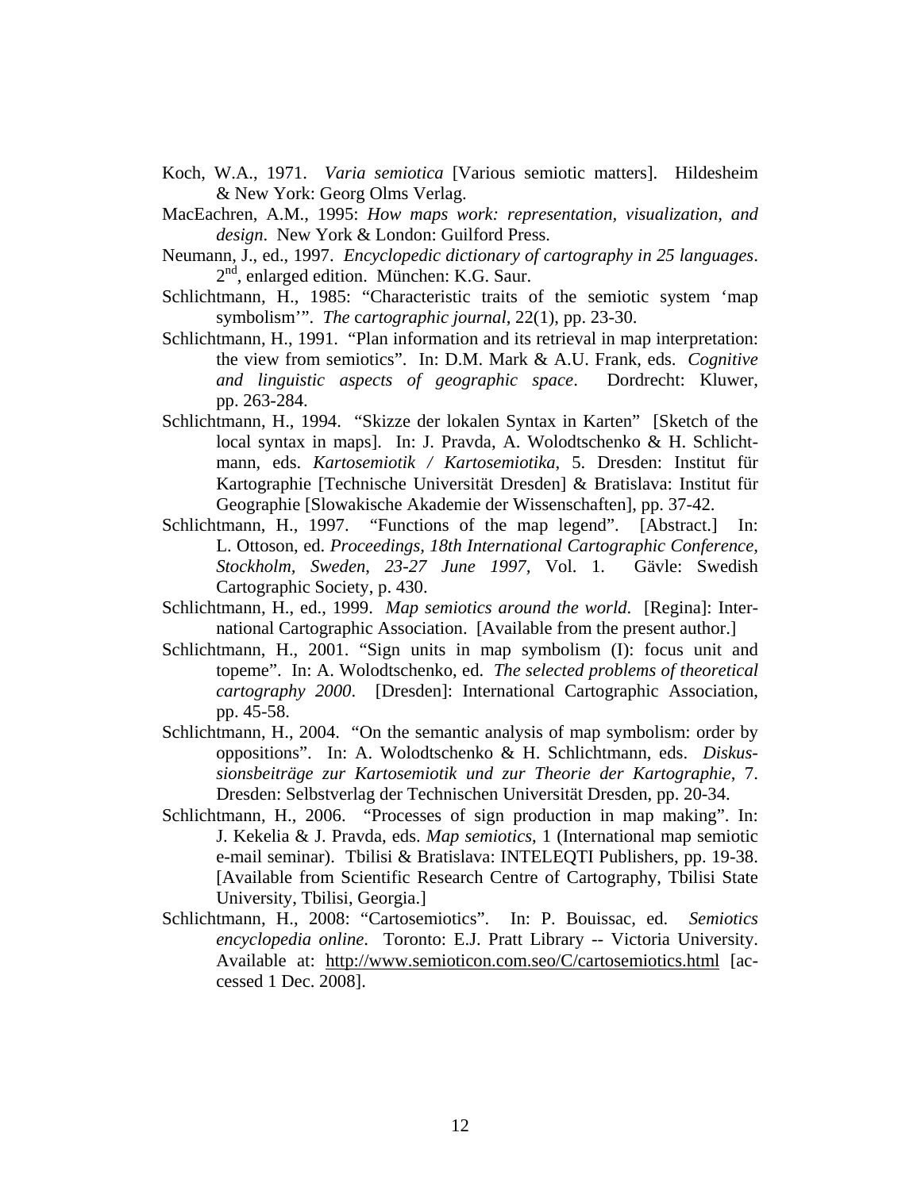Koch, W.A., 1971. *Varia semiotica* [Various semiotic matters]. Hildesheim & New York: Georg Olms Verlag.

MacEachren, A.M., 1995: *How maps work: representation, visualization, and design*. New York & London: Guilford Press.

Neumann, J., ed., 1997. *Encyclopedic dictionary of cartography in 25 languages*. 2nd, enlarged edition. München: K.G. Saur.

Schlichtmann, H., 1985: "Characteristic traits of the semiotic system 'map symbolism'". *The cartographic journal*, 22(1), pp. 23-30.

Schlichtmann, H., 1991. "Plan information and its retrieval in map interpretation: the view from semiotics". In: D.M. Mark & A.U. Frank, eds. *Cognitive and linguistic aspects of geographic space*. Dordrecht: Kluwer, pp. 263-284.

Schlichtmann, H., 1994. "Skizze der lokalen Syntax in Karten" [Sketch of the local syntax in maps]. In: J. Pravda, A. Wolodtschenko & H. Schlichtmann, eds. *Kartosemiotik / Kartosemiotika*, 5. Dresden: Institut für Kartographie [Technische Universität Dresden] & Bratislava: Institut für Geographie [Slowakische Akademie der Wissenschaften], pp. 37-42.

Schlichtmann, H., 1997. "Functions of the map legend". [Abstract.] In: L. Ottoson, ed. *Proceedings, 18th International Cartographic Conference, Stockholm, Sweden, 23-27 June 1997*, Vol. 1. Gävle: Swedish Cartographic Society, p. 430.

Schlichtmann, H., ed., 1999. *Map semiotics around the world*. [Regina]: International Cartographic Association. [Available from the present author.]

Schlichtmann, H., 2001. "Sign units in map symbolism (I): focus unit and topeme". In: A. Wolodtschenko, ed. *The selected problems of theoretical cartography 2000*. [Dresden]: International Cartographic Association, pp. 45-58.

Schlichtmann, H., 2004. "On the semantic analysis of map symbolism: order by oppositions". In: A. Wolodtschenko & H. Schlichtmann, eds. *Diskussionsbeiträge zur Kartosemiotik und zur Theorie der Kartographie*, 7. Dresden: Selbstverlag der Technischen Universität Dresden, pp. 20-34.

Schlichtmann, H., 2006. "Processes of sign production in map making". In: J. Kekelia & J. Pravda, eds. *Map semiotics*, 1 (International map semiotic e-mail seminar). Tbilisi & Bratislava: INTELEQTI Publishers, pp. 19-38. [Available from Scientific Research Centre of Cartography, Tbilisi State University, Tbilisi, Georgia.]

Schlichtmann, H., 2008: "Cartosemiotics". In: P. Bouissac, ed. *Semiotics encyclopedia online*. Toronto: E.J. Pratt Library -- Victoria University. Available at: http://www.semioticon.com.seo/C/cartosemiotics.html [accessed 1 Dec. 2008].